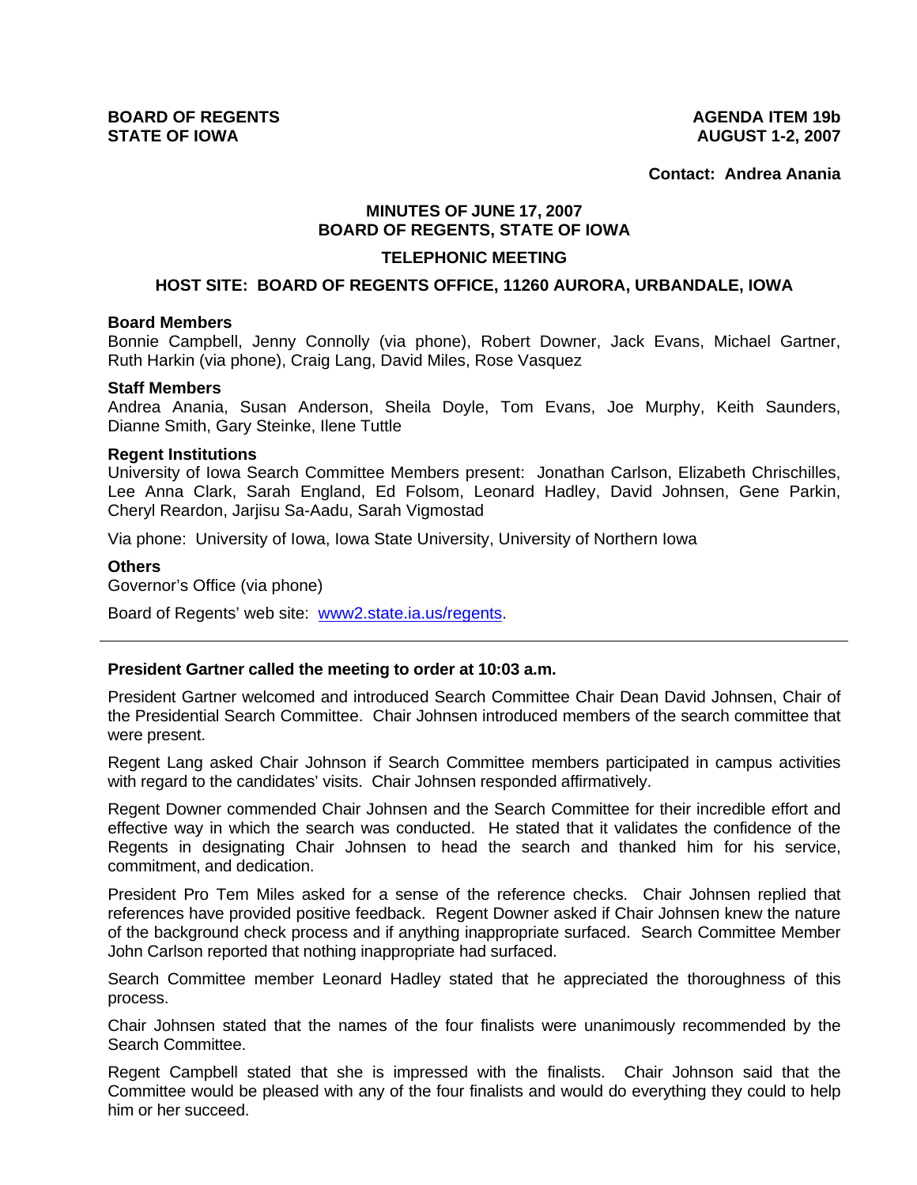**BOARD OF REGENTS**
**STATE OF IOWA**

**AGENDA ITEM 19b**
**AUGUST 1-2, 2007**

**Contact: Andrea Anania**

## MINUTES OF JUNE 17, 2007
## BOARD OF REGENTS, STATE OF IOWA

### TELEPHONIC MEETING

### HOST SITE: BOARD OF REGENTS OFFICE, 11260 AURORA, URBANDALE, IOWA

**Board Members**

Bonnie Campbell, Jenny Connolly (via phone), Robert Downer, Jack Evans, Michael Gartner, Ruth Harkin (via phone), Craig Lang, David Miles, Rose Vasquez

**Staff Members**

Andrea Anania, Susan Anderson, Sheila Doyle, Tom Evans, Joe Murphy, Keith Saunders, Dianne Smith, Gary Steinke, Ilene Tuttle

**Regent Institutions**

University of Iowa Search Committee Members present: Jonathan Carlson, Elizabeth Chrischilles, Lee Anna Clark, Sarah England, Ed Folsom, Leonard Hadley, David Johnsen, Gene Parkin, Cheryl Reardon, Jarjisu Sa-Aadu, Sarah Vigmostad

Via phone: University of Iowa, Iowa State University, University of Northern Iowa

**Others**

Governor's Office (via phone)

Board of Regents' web site: www2.state.ia.us/regents.

---

**President Gartner called the meeting to order at 10:03 a.m.**

President Gartner welcomed and introduced Search Committee Chair Dean David Johnsen, Chair of the Presidential Search Committee. Chair Johnsen introduced members of the search committee that were present.

Regent Lang asked Chair Johnson if Search Committee members participated in campus activities with regard to the candidates' visits. Chair Johnsen responded affirmatively.

Regent Downer commended Chair Johnsen and the Search Committee for their incredible effort and effective way in which the search was conducted. He stated that it validates the confidence of the Regents in designating Chair Johnsen to head the search and thanked him for his service, commitment, and dedication.

President Pro Tem Miles asked for a sense of the reference checks. Chair Johnsen replied that references have provided positive feedback. Regent Downer asked if Chair Johnsen knew the nature of the background check process and if anything inappropriate surfaced. Search Committee Member John Carlson reported that nothing inappropriate had surfaced.

Search Committee member Leonard Hadley stated that he appreciated the thoroughness of this process.

Chair Johnsen stated that the names of the four finalists were unanimously recommended by the Search Committee.

Regent Campbell stated that she is impressed with the finalists. Chair Johnson said that the Committee would be pleased with any of the four finalists and would do everything they could to help him or her succeed.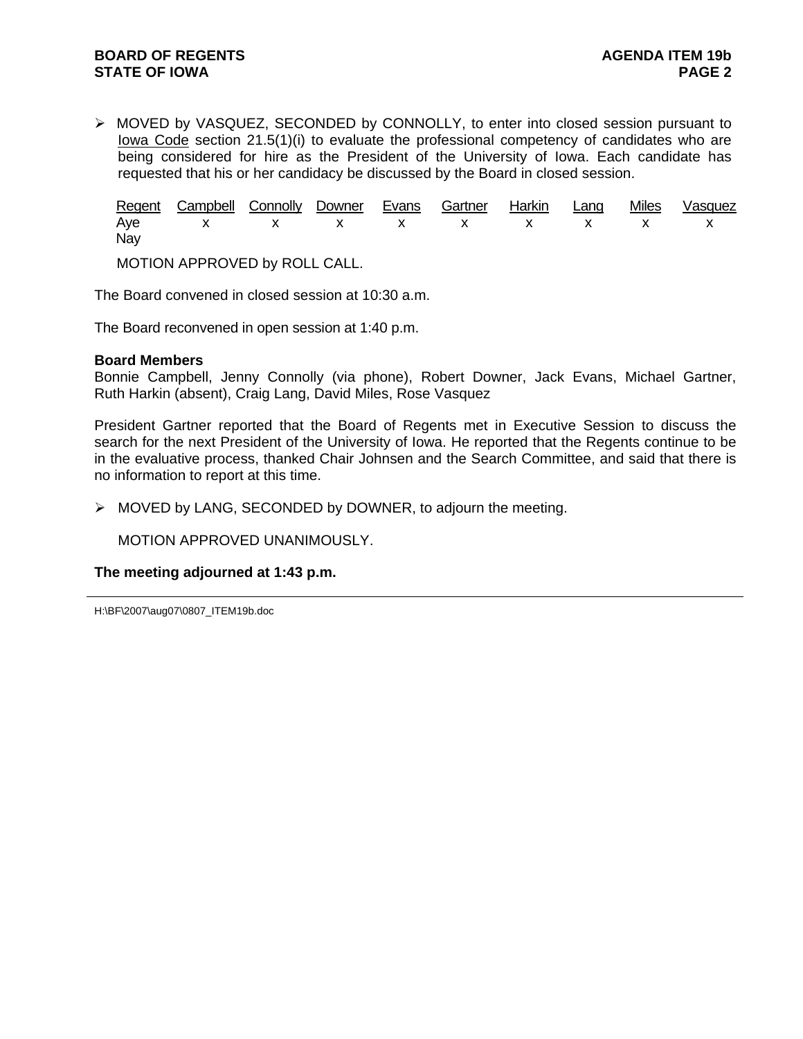- MOVED by VASQUEZ, SECONDED by CONNOLLY, to enter into closed session pursuant to Iowa Code section 21.5(1)(i) to evaluate the professional competency of candidates who are being considered for hire as the President of the University of Iowa. Each candidate has requested that his or her candidacy be discussed by the Board in closed session.

| Regent | Campbell | Connolly | Downer | Evans | Gartner | Harkin | Lang | Miles | Vasquez |
|---|---|---|---|---|---|---|---|---|---|
| Aye | x | x | x | x | x | x | x | x | x |
| Nay | | | | | | | | | |

MOTION APPROVED by ROLL CALL.

The Board convened in closed session at 10:30 a.m.

The Board reconvened in open session at 1:40 p.m.

**Board Members**
Bonnie Campbell, Jenny Connolly (via phone), Robert Downer, Jack Evans, Michael Gartner, Ruth Harkin (absent), Craig Lang, David Miles, Rose Vasquez

President Gartner reported that the Board of Regents met in Executive Session to discuss the search for the next President of the University of Iowa. He reported that the Regents continue to be in the evaluative process, thanked Chair Johnsen and the Search Committee, and said that there is no information to report at this time.

- MOVED by LANG, SECONDED by DOWNER, to adjourn the meeting.

MOTION APPROVED UNANIMOUSLY.

**The meeting adjourned at 1:43 p.m.**

H:\BF\2007\aug07\0807_ITEM19b.doc